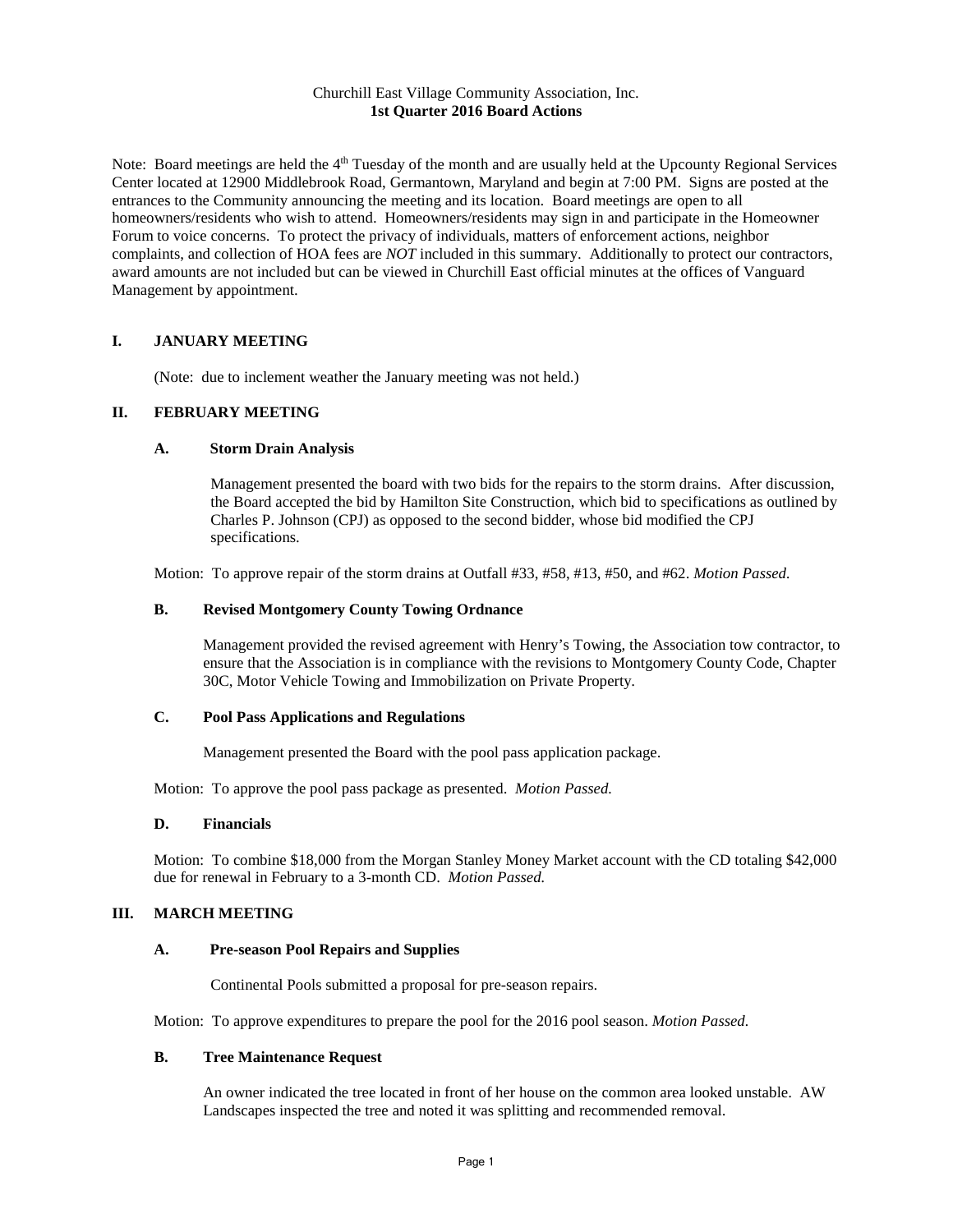Churchill East Village Community Association, Inc.
**1st Quarter 2016 Board Actions**

Note: Board meetings are held the 4th Tuesday of the month and are usually held at the Upcounty Regional Services Center located at 12900 Middlebrook Road, Germantown, Maryland and begin at 7:00 PM. Signs are posted at the entrances to the Community announcing the meeting and its location. Board meetings are open to all homeowners/residents who wish to attend. Homeowners/residents may sign in and participate in the Homeowner Forum to voice concerns. To protect the privacy of individuals, matters of enforcement actions, neighbor complaints, and collection of HOA fees are *NOT* included in this summary. Additionally to protect our contractors, award amounts are not included but can be viewed in Churchill East official minutes at the offices of Vanguard Management by appointment.

## I. JANUARY MEETING

(Note: due to inclement weather the January meeting was not held.)

## II. FEBRUARY MEETING

### A. Storm Drain Analysis

Management presented the board with two bids for the repairs to the storm drains. After discussion, the Board accepted the bid by Hamilton Site Construction, which bid to specifications as outlined by Charles P. Johnson (CPJ) as opposed to the second bidder, whose bid modified the CPJ specifications.

Motion: To approve repair of the storm drains at Outfall #33, #58, #13, #50, and #62. *Motion Passed.*

### B. Revised Montgomery County Towing Ordnance

Management provided the revised agreement with Henry's Towing, the Association tow contractor, to ensure that the Association is in compliance with the revisions to Montgomery County Code, Chapter 30C, Motor Vehicle Towing and Immobilization on Private Property.

### C. Pool Pass Applications and Regulations

Management presented the Board with the pool pass application package.

Motion: To approve the pool pass package as presented. *Motion Passed.*

### D. Financials

Motion: To combine $18,000 from the Morgan Stanley Money Market account with the CD totaling $42,000 due for renewal in February to a 3-month CD. *Motion Passed.*

## III. MARCH MEETING

### A. Pre-season Pool Repairs and Supplies

Continental Pools submitted a proposal for pre-season repairs.

Motion: To approve expenditures to prepare the pool for the 2016 pool season. *Motion Passed.*

### B. Tree Maintenance Request

An owner indicated the tree located in front of her house on the common area looked unstable. AW Landscapes inspected the tree and noted it was splitting and recommended removal.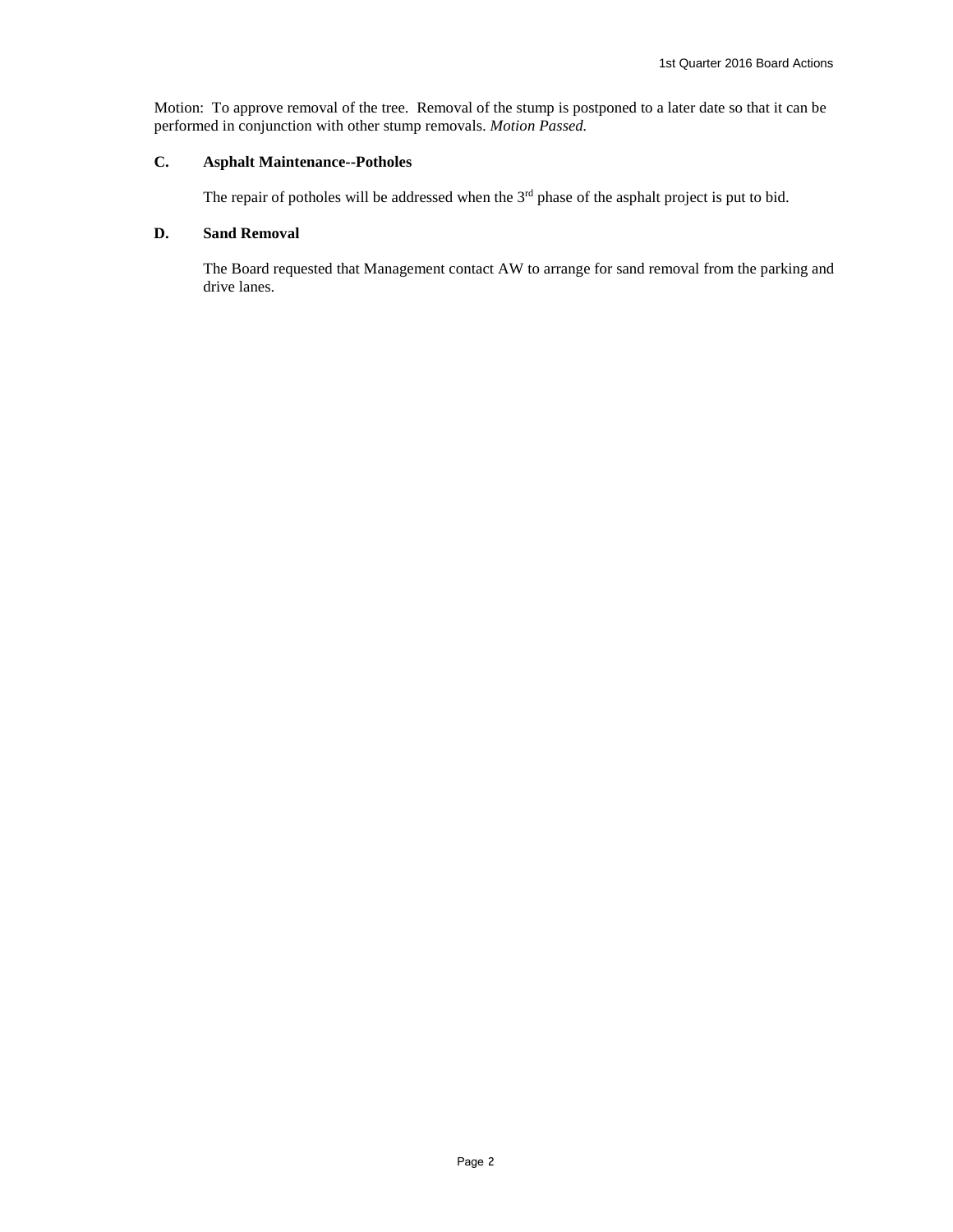Motion: To approve removal of the tree. Removal of the stump is postponed to a later date so that it can be performed in conjunction with other stump removals. *Motion Passed.*

### C. Asphalt Maintenance--Potholes

The repair of potholes will be addressed when the 3rd phase of the asphalt project is put to bid.

### D. Sand Removal

The Board requested that Management contact AW to arrange for sand removal from the parking and drive lanes.